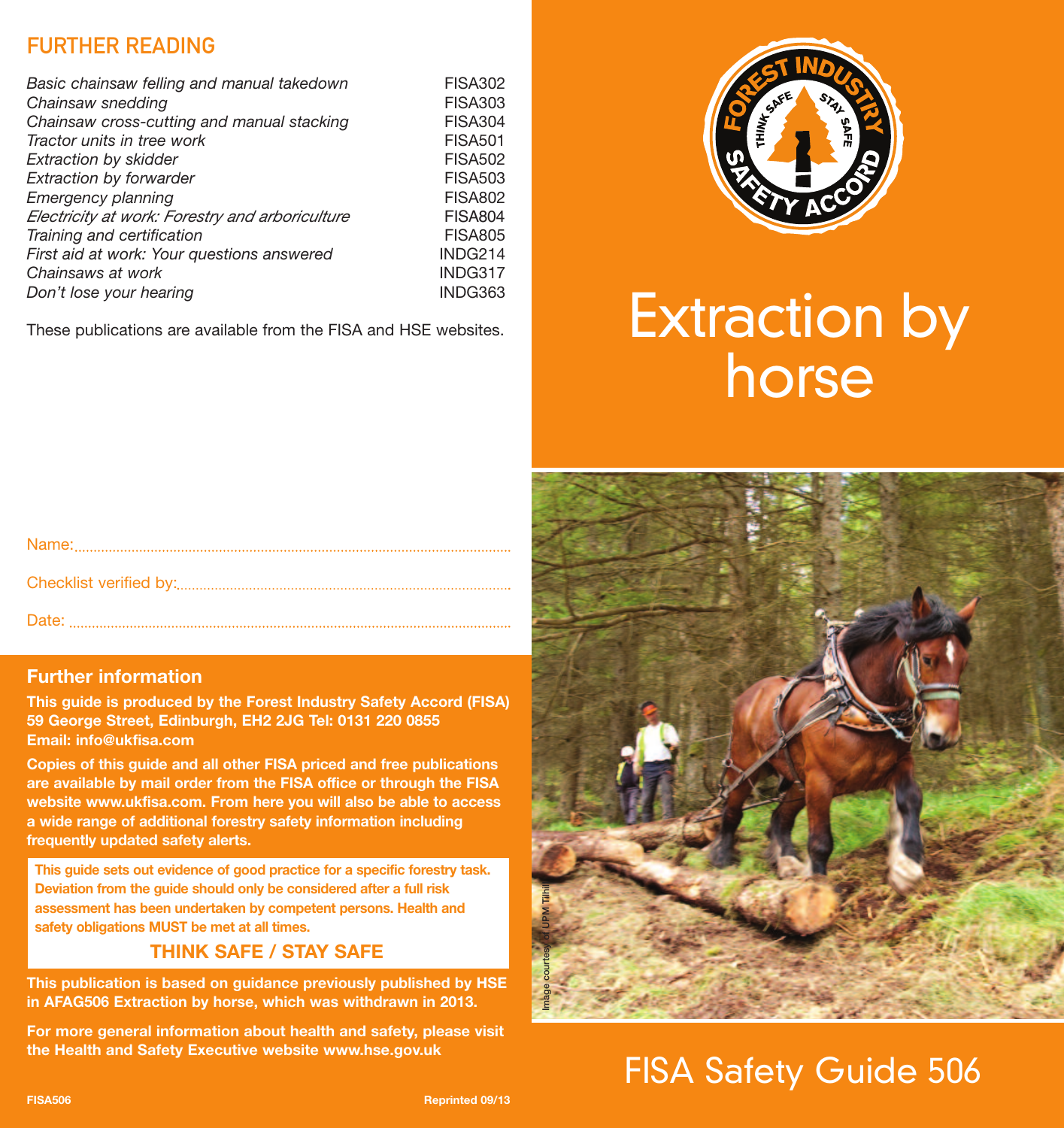## FURTHER READING

| | |
|---|---|
| *Basic chainsaw felling and manual takedown* | FISA302 |
| *Chainsaw snedding* | FISA303 |
| *Chainsaw cross-cutting and manual stacking* | FISA304 |
| *Tractor units in tree work* | FISA501 |
| *Extraction by skidder* | FISA502 |
| *Extraction by forwarder* | FISA503 |
| *Emergency planning* | FISA802 |
| *Electricity at work: Forestry and arboriculture* | FISA804 |
| *Training and certification* | FISA805 |
| *First aid at work: Your questions answered* | INDG214 |
| *Chainsaws at work* | INDG317 |
| *Don't lose your hearing* | INDG363 |

These publications are available from the FISA and HSE websites.

Name:..................................................................................................

Checklist verified by:......................................................................

Date: ..................................................................................................

### Further information

**This guide is produced by the Forest Industry Safety Accord (FISA) 59 George Street, Edinburgh, EH2 2JG Tel: 0131 220 0855 Email: info@ukfisa.com**

**Copies of this guide and all other FISA priced and free publications are available by mail order from the FISA office or through the FISA website www.ukfisa.com. From here you will also be able to access a wide range of additional forestry safety information including frequently updated safety alerts.**

**This guide sets out evidence of good practice for a specific forestry task. Deviation from the guide should only be considered after a full risk assessment has been undertaken by competent persons. Health and safety obligations MUST be met at all times.**

**THINK SAFE / STAY SAFE**

**This publication is based on guidance previously published by HSE in AFAG506 Extraction by horse, which was withdrawn in 2013.**

**For more general information about health and safety, please visit the Health and Safety Executive website www.hse.gov.uk**

FISA506 Reprinted 09/13

FOREST INDUSTRY SAFETY ACCORD — THINK SAFE STAY SAFE

# Extraction by horse

Image courtesy of UPM Tilhill

## FISA Safety Guide 506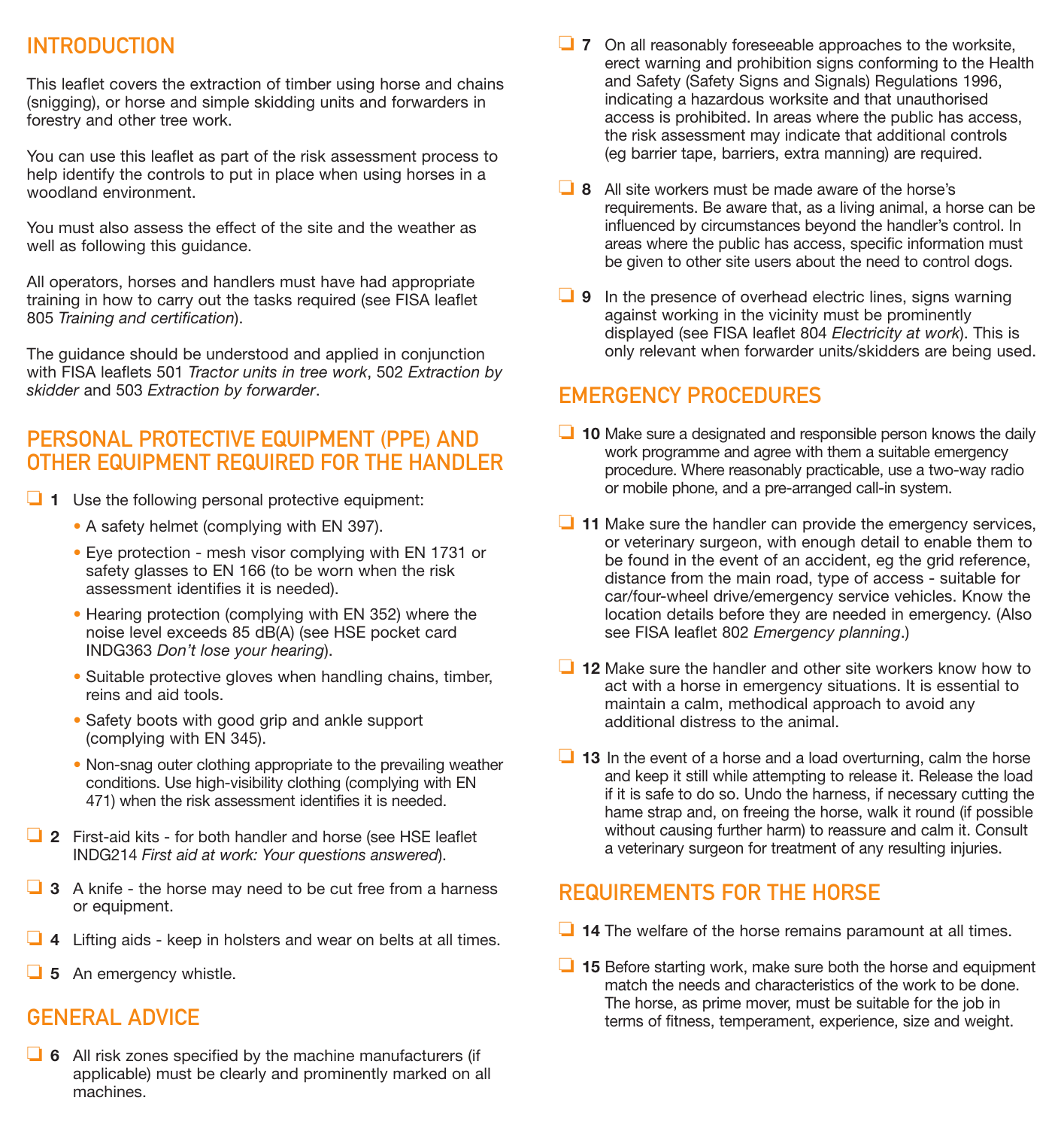## INTRODUCTION

This leaflet covers the extraction of timber using horse and chains (snigging), or horse and simple skidding units and forwarders in forestry and other tree work.

You can use this leaflet as part of the risk assessment process to help identify the controls to put in place when using horses in a woodland environment.

You must also assess the effect of the site and the weather as well as following this guidance.

All operators, horses and handlers must have had appropriate training in how to carry out the tasks required (see FISA leaflet 805 *Training and certification*).

The guidance should be understood and applied in conjunction with FISA leaflets 501 *Tractor units in tree work*, 502 *Extraction by skidder* and 503 *Extraction by forwarder*.

## PERSONAL PROTECTIVE EQUIPMENT (PPE) AND OTHER EQUIPMENT REQUIRED FOR THE HANDLER

❑ **1** Use the following personal protective equipment:

- A safety helmet (complying with EN 397).
- Eye protection - mesh visor complying with EN 1731 or safety glasses to EN 166 (to be worn when the risk assessment identifies it is needed).
- Hearing protection (complying with EN 352) where the noise level exceeds 85 dB(A) (see HSE pocket card INDG363 *Don't lose your hearing*).
- Suitable protective gloves when handling chains, timber, reins and aid tools.
- Safety boots with good grip and ankle support (complying with EN 345).
- Non-snag outer clothing appropriate to the prevailing weather conditions. Use high-visibility clothing (complying with EN 471) when the risk assessment identifies it is needed.

❑ **2** First-aid kits - for both handler and horse (see HSE leaflet INDG214 *First aid at work: Your questions answered*).

❑ **3** A knife - the horse may need to be cut free from a harness or equipment.

❑ **4** Lifting aids - keep in holsters and wear on belts at all times.

❑ **5** An emergency whistle.

## GENERAL ADVICE

❑ **6** All risk zones specified by the machine manufacturers (if applicable) must be clearly and prominently marked on all machines.

❑ **7** On all reasonably foreseeable approaches to the worksite, erect warning and prohibition signs conforming to the Health and Safety (Safety Signs and Signals) Regulations 1996, indicating a hazardous worksite and that unauthorised access is prohibited. In areas where the public has access, the risk assessment may indicate that additional controls (eg barrier tape, barriers, extra manning) are required.

❑ **8** All site workers must be made aware of the horse's requirements. Be aware that, as a living animal, a horse can be influenced by circumstances beyond the handler's control. In areas where the public has access, specific information must be given to other site users about the need to control dogs.

❑ **9** In the presence of overhead electric lines, signs warning against working in the vicinity must be prominently displayed (see FISA leaflet 804 *Electricity at work*). This is only relevant when forwarder units/skidders are being used.

## EMERGENCY PROCEDURES

❑ **10** Make sure a designated and responsible person knows the daily work programme and agree with them a suitable emergency procedure. Where reasonably practicable, use a two-way radio or mobile phone, and a pre-arranged call-in system.

❑ **11** Make sure the handler can provide the emergency services, or veterinary surgeon, with enough detail to enable them to be found in the event of an accident, eg the grid reference, distance from the main road, type of access - suitable for car/four-wheel drive/emergency service vehicles. Know the location details before they are needed in emergency. (Also see FISA leaflet 802 *Emergency planning*.)

❑ **12** Make sure the handler and other site workers know how to act with a horse in emergency situations. It is essential to maintain a calm, methodical approach to avoid any additional distress to the animal.

❑ **13** In the event of a horse and a load overturning, calm the horse and keep it still while attempting to release it. Release the load if it is safe to do so. Undo the harness, if necessary cutting the hame strap and, on freeing the horse, walk it round (if possible without causing further harm) to reassure and calm it. Consult a veterinary surgeon for treatment of any resulting injuries.

## REQUIREMENTS FOR THE HORSE

❑ **14** The welfare of the horse remains paramount at all times.

❑ **15** Before starting work, make sure both the horse and equipment match the needs and characteristics of the work to be done. The horse, as prime mover, must be suitable for the job in terms of fitness, temperament, experience, size and weight.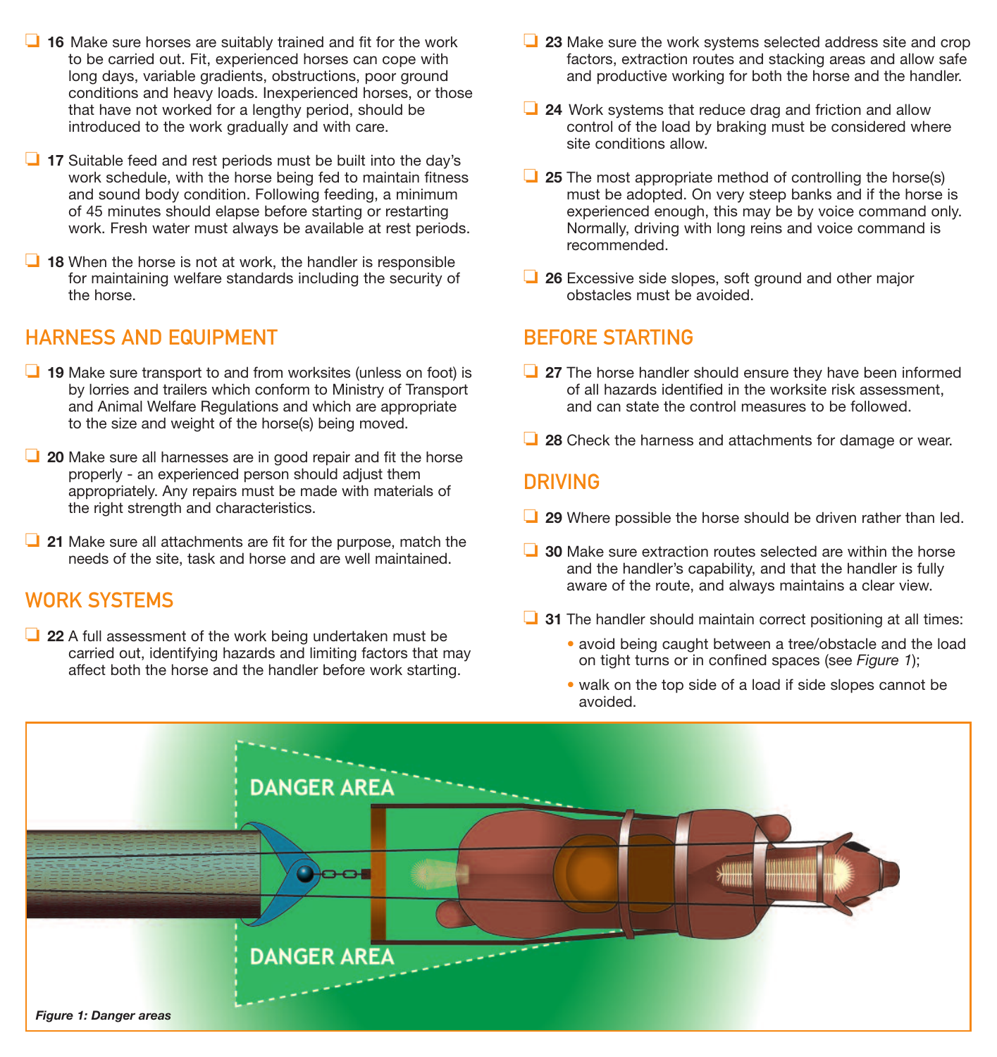- ❑ **16** Make sure horses are suitably trained and fit for the work to be carried out. Fit, experienced horses can cope with long days, variable gradients, obstructions, poor ground conditions and heavy loads. Inexperienced horses, or those that have not worked for a lengthy period, should be introduced to the work gradually and with care.

- ❑ **17** Suitable feed and rest periods must be built into the day's work schedule, with the horse being fed to maintain fitness and sound body condition. Following feeding, a minimum of 45 minutes should elapse before starting or restarting work. Fresh water must always be available at rest periods.

- ❑ **18** When the horse is not at work, the handler is responsible for maintaining welfare standards including the security of the horse.

## HARNESS AND EQUIPMENT

- ❑ **19** Make sure transport to and from worksites (unless on foot) is by lorries and trailers which conform to Ministry of Transport and Animal Welfare Regulations and which are appropriate to the size and weight of the horse(s) being moved.

- ❑ **20** Make sure all harnesses are in good repair and fit the horse properly - an experienced person should adjust them appropriately. Any repairs must be made with materials of the right strength and characteristics.

- ❑ **21** Make sure all attachments are fit for the purpose, match the needs of the site, task and horse and are well maintained.

## WORK SYSTEMS

- ❑ **22** A full assessment of the work being undertaken must be carried out, identifying hazards and limiting factors that may affect both the horse and the handler before work starting.

- ❑ **23** Make sure the work systems selected address site and crop factors, extraction routes and stacking areas and allow safe and productive working for both the horse and the handler.

- ❑ **24** Work systems that reduce drag and friction and allow control of the load by braking must be considered where site conditions allow.

- ❑ **25** The most appropriate method of controlling the horse(s) must be adopted. On very steep banks and if the horse is experienced enough, this may be by voice command only. Normally, driving with long reins and voice command is recommended.

- ❑ **26** Excessive side slopes, soft ground and other major obstacles must be avoided.

## BEFORE STARTING

- ❑ **27** The horse handler should ensure they have been informed of all hazards identified in the worksite risk assessment, and can state the control measures to be followed.

- ❑ **28** Check the harness and attachments for damage or wear.

## DRIVING

- ❑ **29** Where possible the horse should be driven rather than led.

- ❑ **30** Make sure extraction routes selected are within the horse and the handler's capability, and that the handler is fully aware of the route, and always maintains a clear view.

- ❑ **31** The handler should maintain correct positioning at all times:
  - avoid being caught between a tree/obstacle and the load on tight turns or in confined spaces (see *Figure 1*);
  - walk on the top side of a load if side slopes cannot be avoided.

DANGER AREA

DANGER AREA

***Figure 1: Danger areas***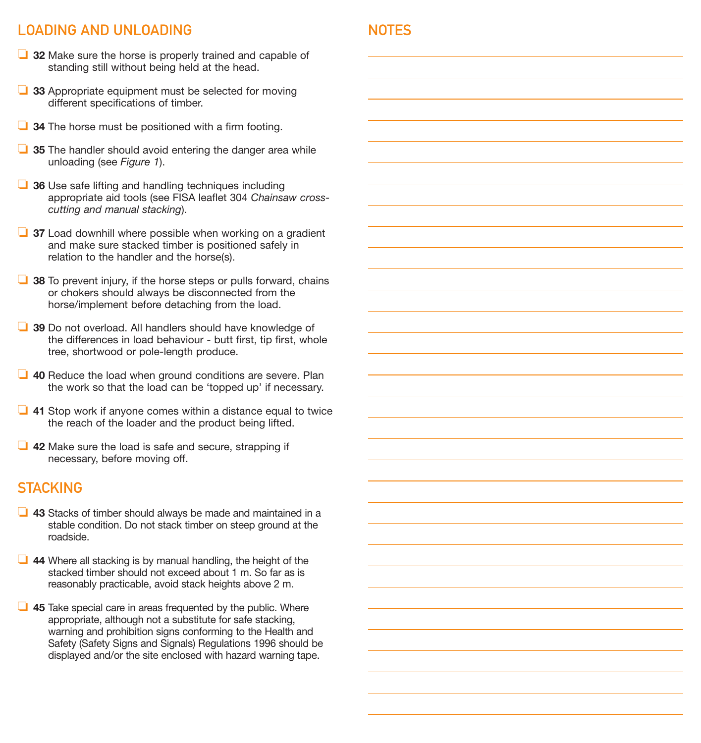## LOADING AND UNLOADING

- ❑ **32** Make sure the horse is properly trained and capable of standing still without being held at the head.
- ❑ **33** Appropriate equipment must be selected for moving different specifications of timber.
- ❑ **34** The horse must be positioned with a firm footing.
- ❑ **35** The handler should avoid entering the danger area while unloading (see *Figure 1*).
- ❑ **36** Use safe lifting and handling techniques including appropriate aid tools (see FISA leaflet 304 *Chainsaw cross-cutting and manual stacking*).
- ❑ **37** Load downhill where possible when working on a gradient and make sure stacked timber is positioned safely in relation to the handler and the horse(s).
- ❑ **38** To prevent injury, if the horse steps or pulls forward, chains or chokers should always be disconnected from the horse/implement before detaching from the load.
- ❑ **39** Do not overload. All handlers should have knowledge of the differences in load behaviour - butt first, tip first, whole tree, shortwood or pole-length produce.
- ❑ **40** Reduce the load when ground conditions are severe. Plan the work so that the load can be 'topped up' if necessary.
- ❑ **41** Stop work if anyone comes within a distance equal to twice the reach of the loader and the product being lifted.
- ❑ **42** Make sure the load is safe and secure, strapping if necessary, before moving off.

## STACKING

- ❑ **43** Stacks of timber should always be made and maintained in a stable condition. Do not stack timber on steep ground at the roadside.
- ❑ **44** Where all stacking is by manual handling, the height of the stacked timber should not exceed about 1 m. So far as is reasonably practicable, avoid stack heights above 2 m.
- ❑ **45** Take special care in areas frequented by the public. Where appropriate, although not a substitute for safe stacking, warning and prohibition signs conforming to the Health and Safety (Safety Signs and Signals) Regulations 1996 should be displayed and/or the site enclosed with hazard warning tape.

## NOTES